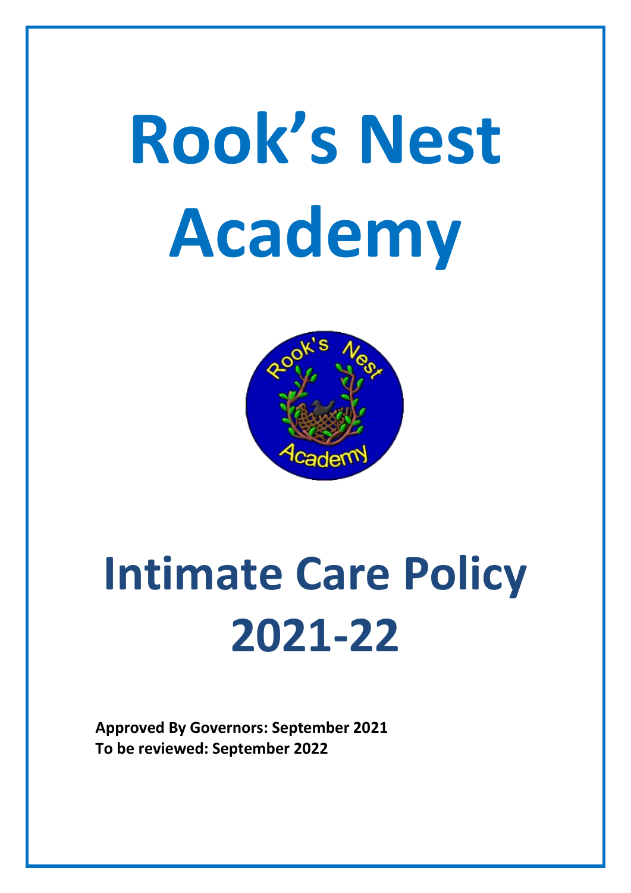# Rook's Nest Academy

# Intimate Care Policy 2021-22

**Approved By Governors: September 2021**
**To be reviewed: September 2022**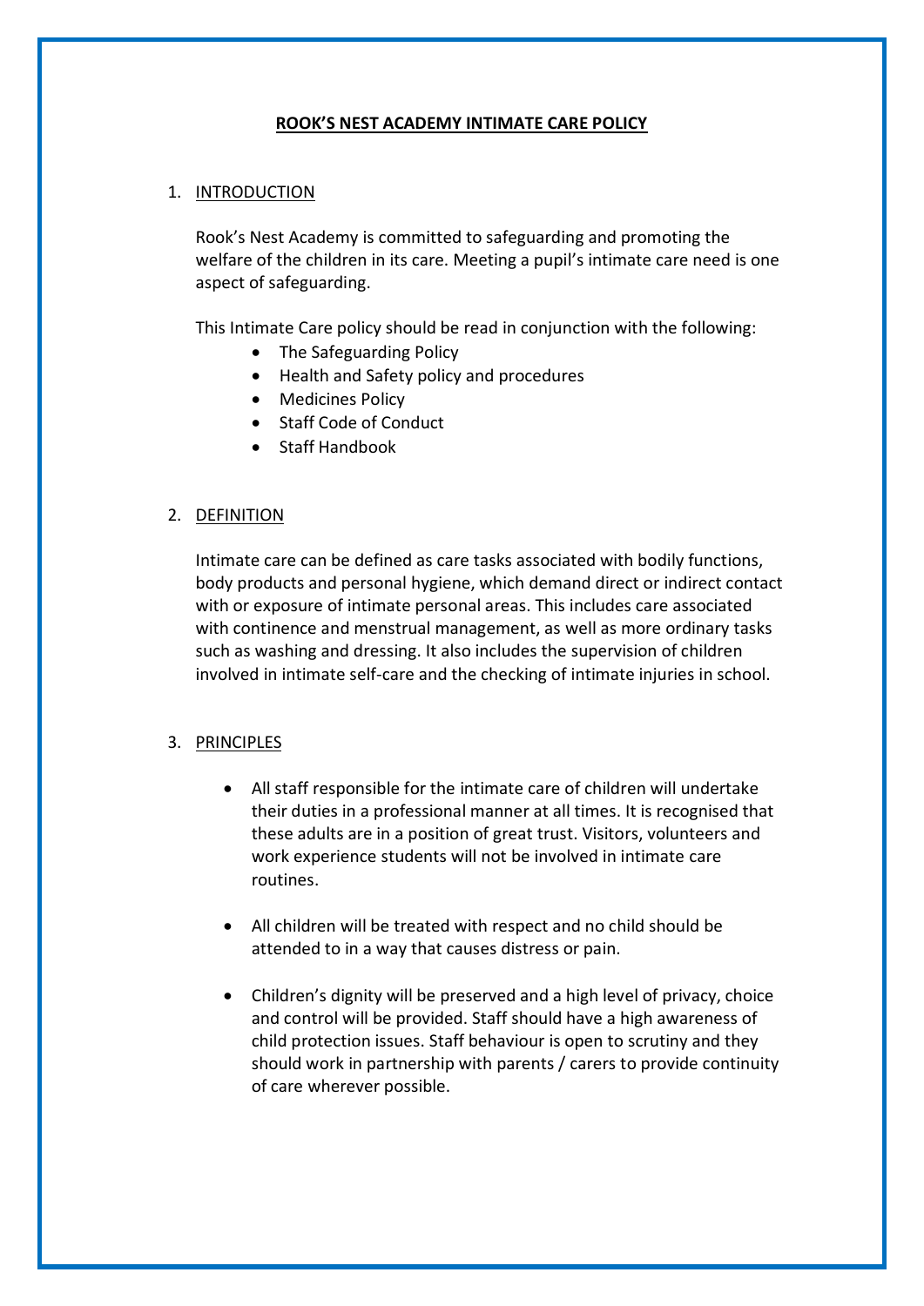# ROOK'S NEST ACADEMY INTIMATE CARE POLICY

## 1. INTRODUCTION

Rook's Nest Academy is committed to safeguarding and promoting the welfare of the children in its care. Meeting a pupil's intimate care need is one aspect of safeguarding.

This Intimate Care policy should be read in conjunction with the following:

- The Safeguarding Policy
- Health and Safety policy and procedures
- Medicines Policy
- Staff Code of Conduct
- Staff Handbook

## 2. DEFINITION

Intimate care can be defined as care tasks associated with bodily functions, body products and personal hygiene, which demand direct or indirect contact with or exposure of intimate personal areas. This includes care associated with continence and menstrual management, as well as more ordinary tasks such as washing and dressing. It also includes the supervision of children involved in intimate self-care and the checking of intimate injuries in school.

## 3. PRINCIPLES

- All staff responsible for the intimate care of children will undertake their duties in a professional manner at all times. It is recognised that these adults are in a position of great trust. Visitors, volunteers and work experience students will not be involved in intimate care routines.

- All children will be treated with respect and no child should be attended to in a way that causes distress or pain.

- Children's dignity will be preserved and a high level of privacy, choice and control will be provided. Staff should have a high awareness of child protection issues. Staff behaviour is open to scrutiny and they should work in partnership with parents / carers to provide continuity of care wherever possible.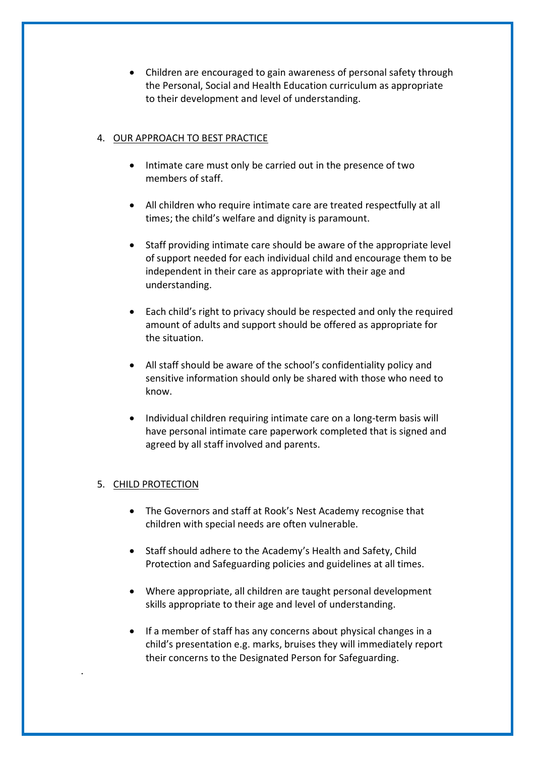- Children are encouraged to gain awareness of personal safety through the Personal, Social and Health Education curriculum as appropriate to their development and level of understanding.

## 4. OUR APPROACH TO BEST PRACTICE

- Intimate care must only be carried out in the presence of two members of staff.
- All children who require intimate care are treated respectfully at all times; the child's welfare and dignity is paramount.
- Staff providing intimate care should be aware of the appropriate level of support needed for each individual child and encourage them to be independent in their care as appropriate with their age and understanding.
- Each child's right to privacy should be respected and only the required amount of adults and support should be offered as appropriate for the situation.
- All staff should be aware of the school's confidentiality policy and sensitive information should only be shared with those who need to know.
- Individual children requiring intimate care on a long-term basis will have personal intimate care paperwork completed that is signed and agreed by all staff involved and parents.

## 5. CHILD PROTECTION

- The Governors and staff at Rook's Nest Academy recognise that children with special needs are often vulnerable.
- Staff should adhere to the Academy's Health and Safety, Child Protection and Safeguarding policies and guidelines at all times.
- Where appropriate, all children are taught personal development skills appropriate to their age and level of understanding.
- If a member of staff has any concerns about physical changes in a child's presentation e.g. marks, bruises they will immediately report their concerns to the Designated Person for Safeguarding.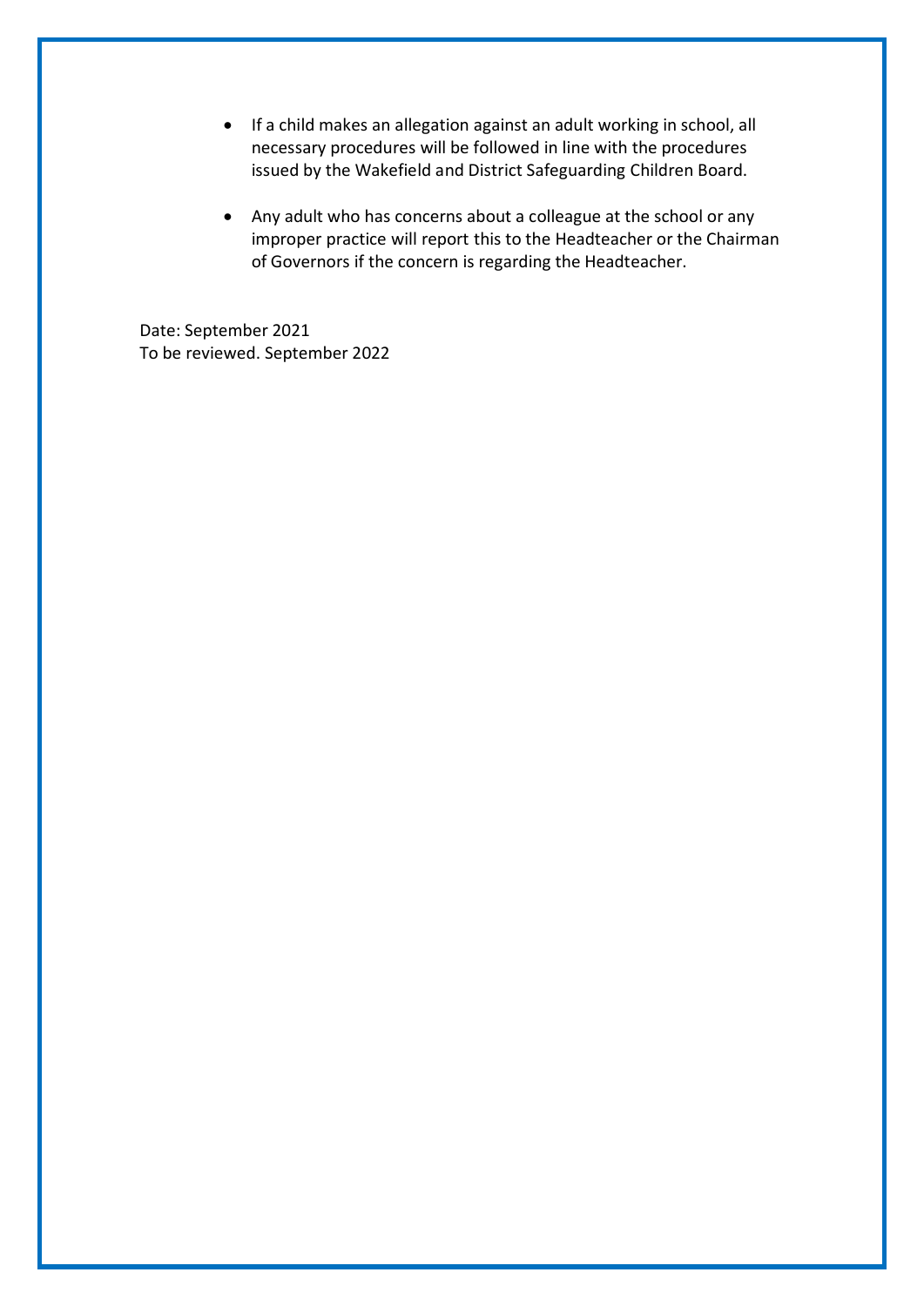- If a child makes an allegation against an adult working in school, all necessary procedures will be followed in line with the procedures issued by the Wakefield and District Safeguarding Children Board.

- Any adult who has concerns about a colleague at the school or any improper practice will report this to the Headteacher or the Chairman of Governors if the concern is regarding the Headteacher.

Date: September 2021
To be reviewed. September 2022